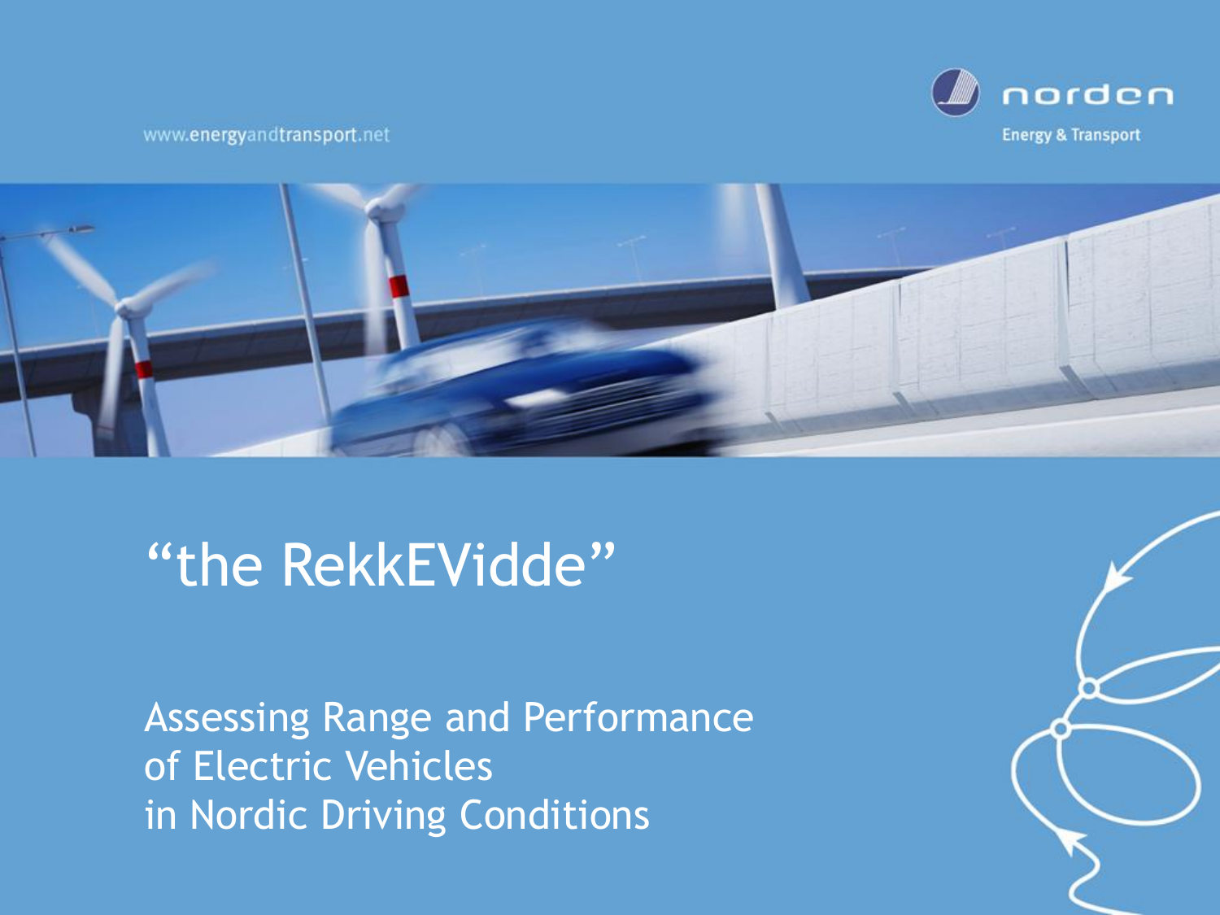www.energyandtransport.net

norden

Energy & Transport

# "the RekkEVidde"

## Assessing Range and Performance of Electric Vehicles in Nordic Driving Conditions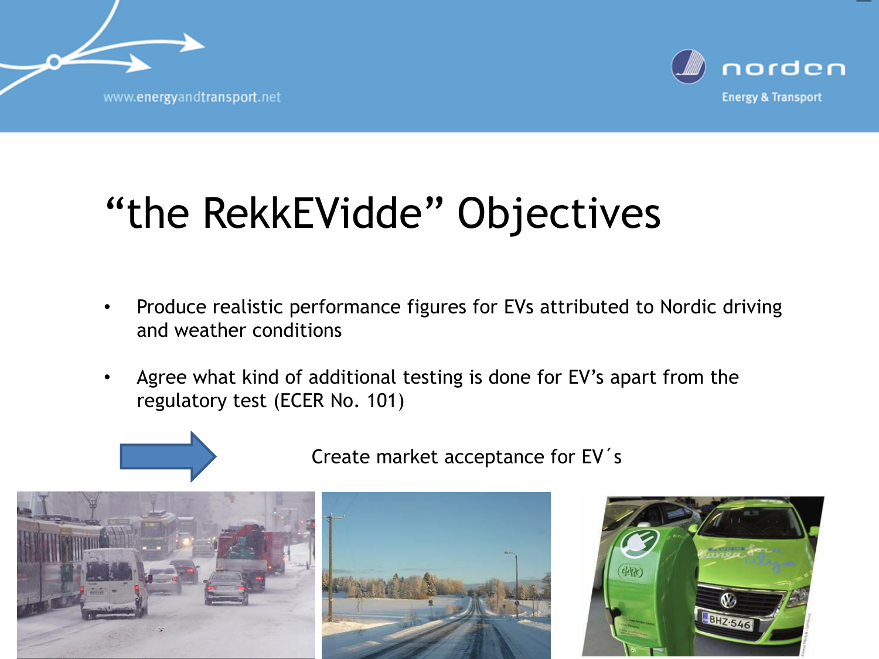# “the RekkEVidde” Objectives

- Produce realistic performance figures for EVs attributed to Nordic driving and weather conditions
- Agree what kind of additional testing is done for EV’s apart from the regulatory test (ECER No. 101)

→ Create market acceptance for EV´s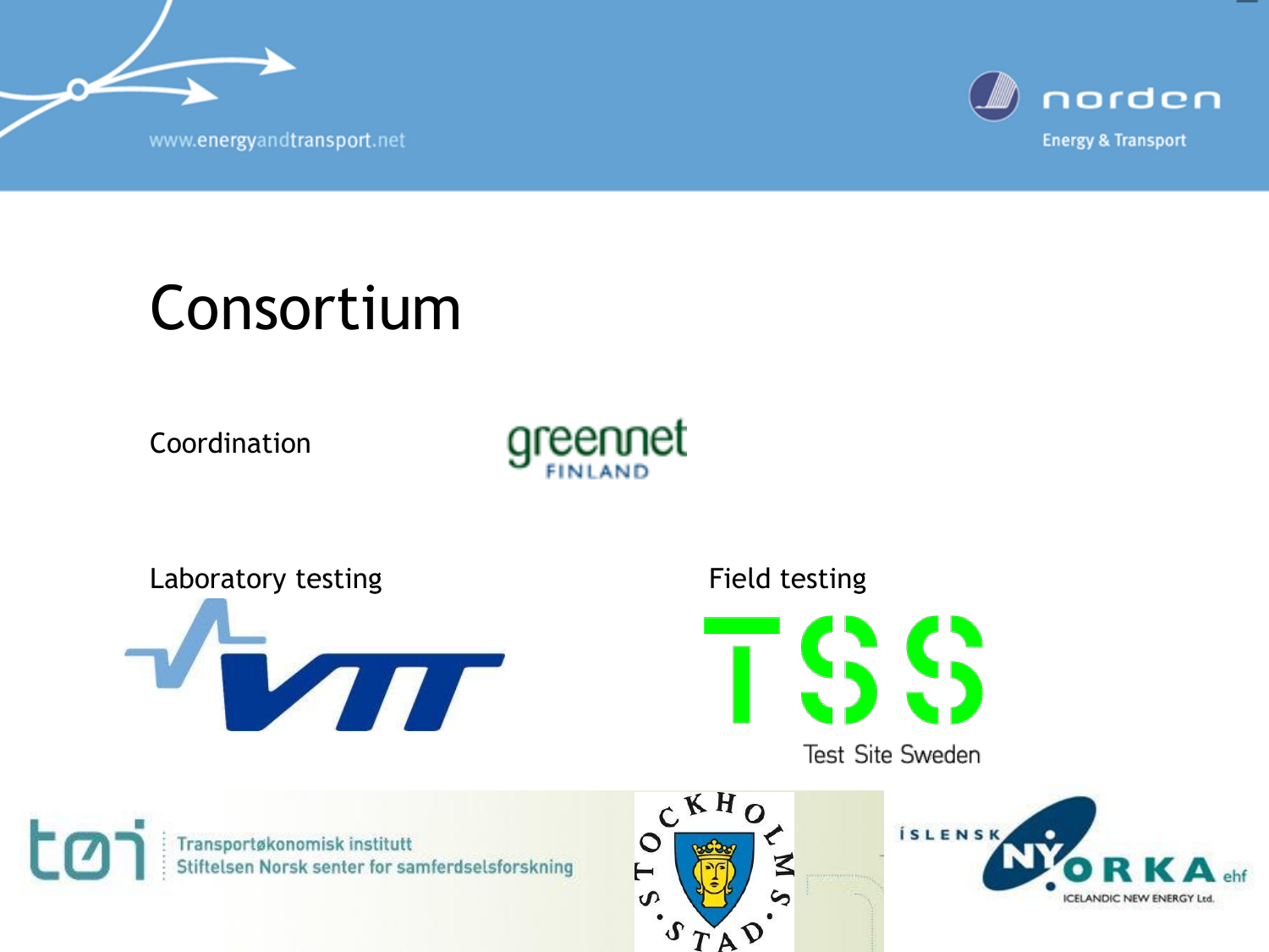# Consortium

Coordination

greennet FINLAND

Laboratory testing

VTT

Field testing

TSS

Test Site Sweden

tøi Transportøkonomisk institutt Stiftelsen Norsk senter for samferdselsforskning

STOCKHOLMS STAD

ÍSLENSK NÝORKA ehf ICELANDIC NEW ENERGY Ltd.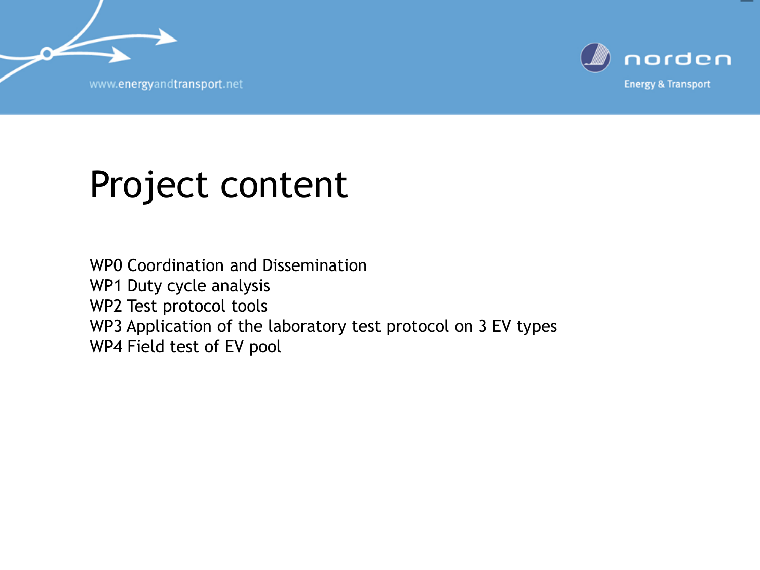# Project content

WP0 Coordination and Dissemination
WP1 Duty cycle analysis
WP2 Test protocol tools
WP3 Application of the laboratory test protocol on 3 EV types
WP4 Field test of EV pool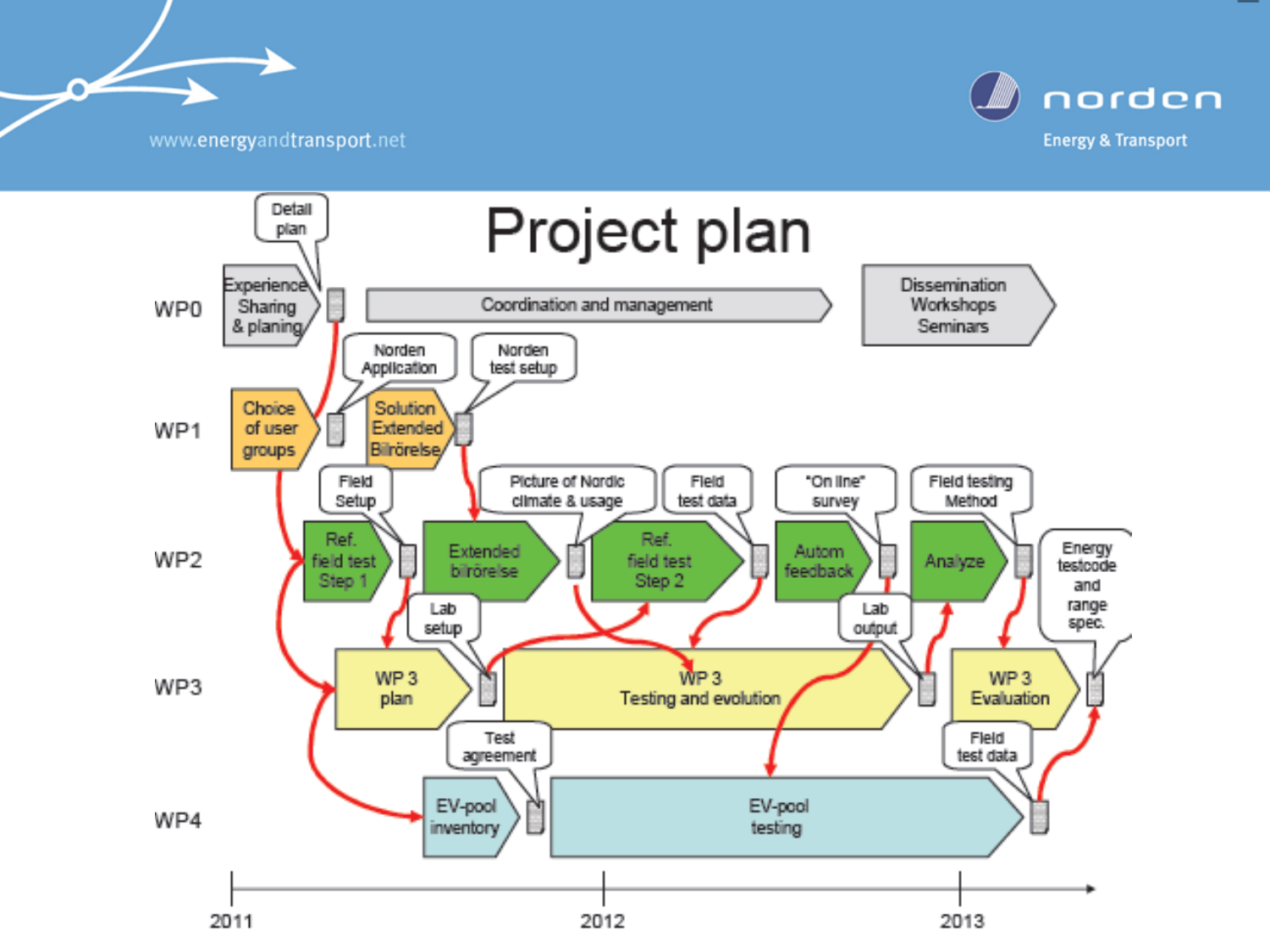www.energyandtransport.net

norden
Energy & Transport

# Project plan

**WP0**
- Experience Sharing & planing
- Detail plan
- Coordination and management
- Dissemination Workshops Seminars

**WP1**
- Choice of user groups
- Norden Application
- Solution Extended Bilrörelse
- Norden test setup

**WP2**
- Field Setup
- Ref. field test Step 1
- Extended bilrörelse
- Picture of Nordic climate & usage
- Ref. field test Step 2
- Field test data
- "On line" survey
- Autom feedback
- Field testing Method
- Analyze
- Energy testcode and range spec.

**WP3**
- WP 3 plan
- Lab setup
- WP 3 Testing and evolution
- Lab output
- WP 3 Evaluation

**WP4**
- EV-pool inventory
- Test agreement
- EV-pool testing
- Field test data

2011 — 2012 — 2013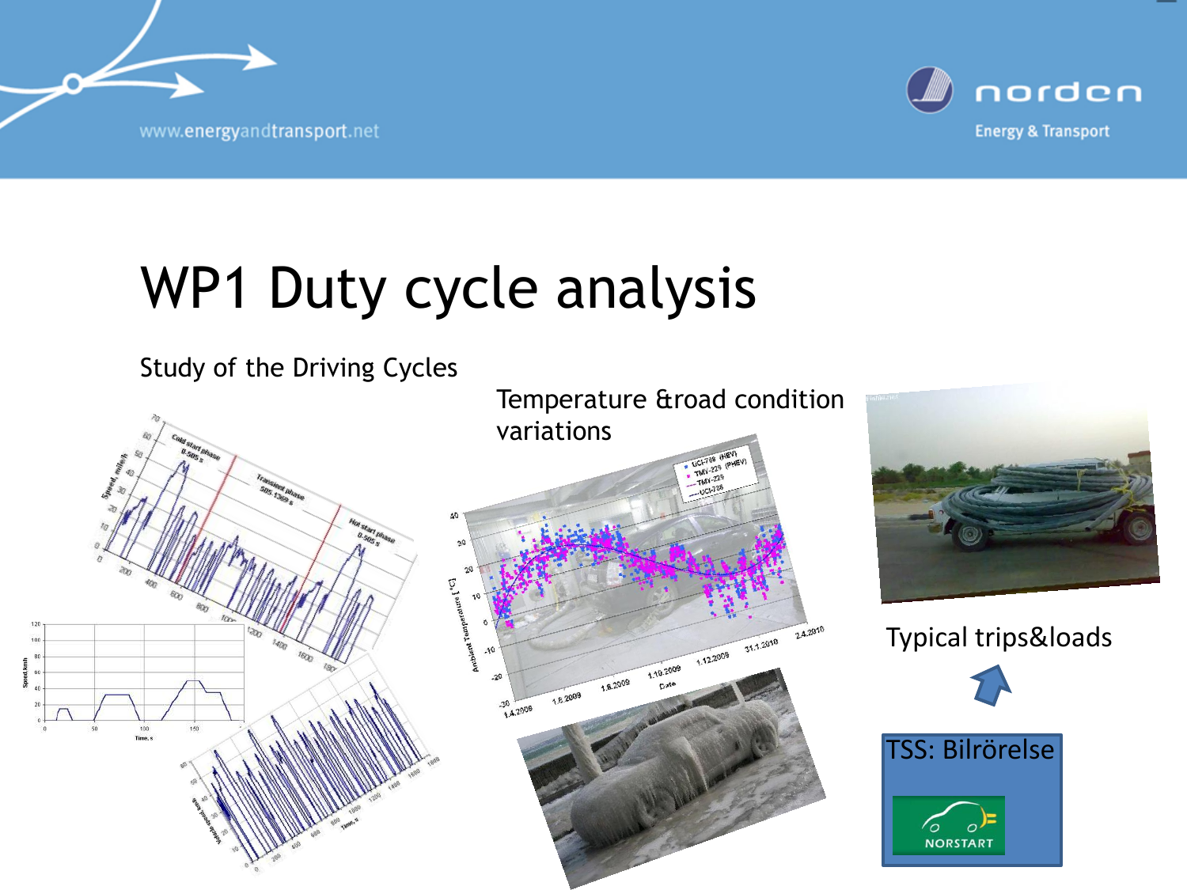# WP1 Duty cycle analysis

Study of the Driving Cycles

Temperature &road condition variations

Typical trips&loads

TSS: Bilrörelse

NORSTART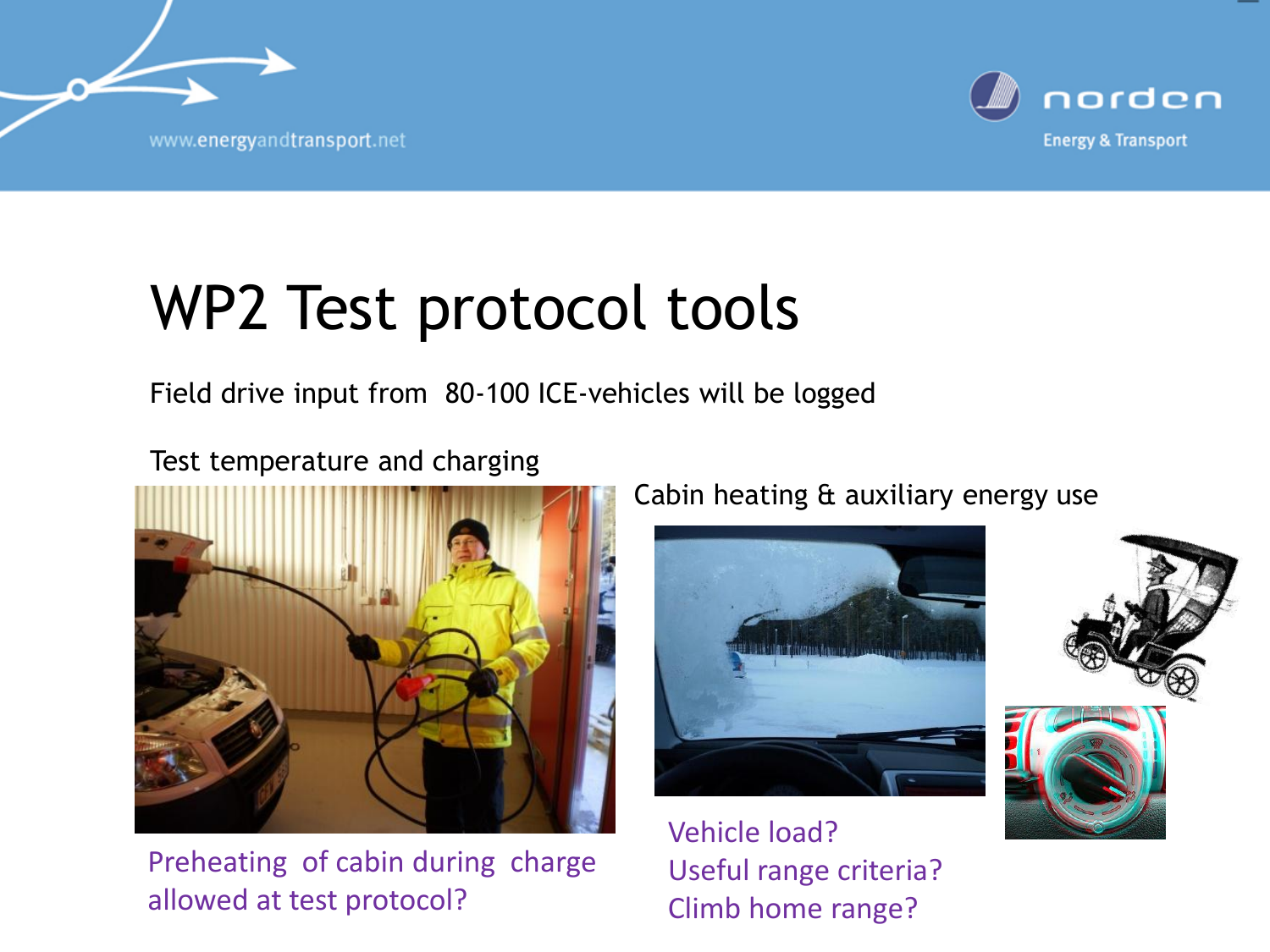# WP2 Test protocol tools

Field drive input from 80-100 ICE-vehicles will be logged

Test temperature and charging

Preheating of cabin during charge allowed at test protocol?

Cabin heating & auxiliary energy use

Vehicle load?
Useful range criteria?
Climb home range?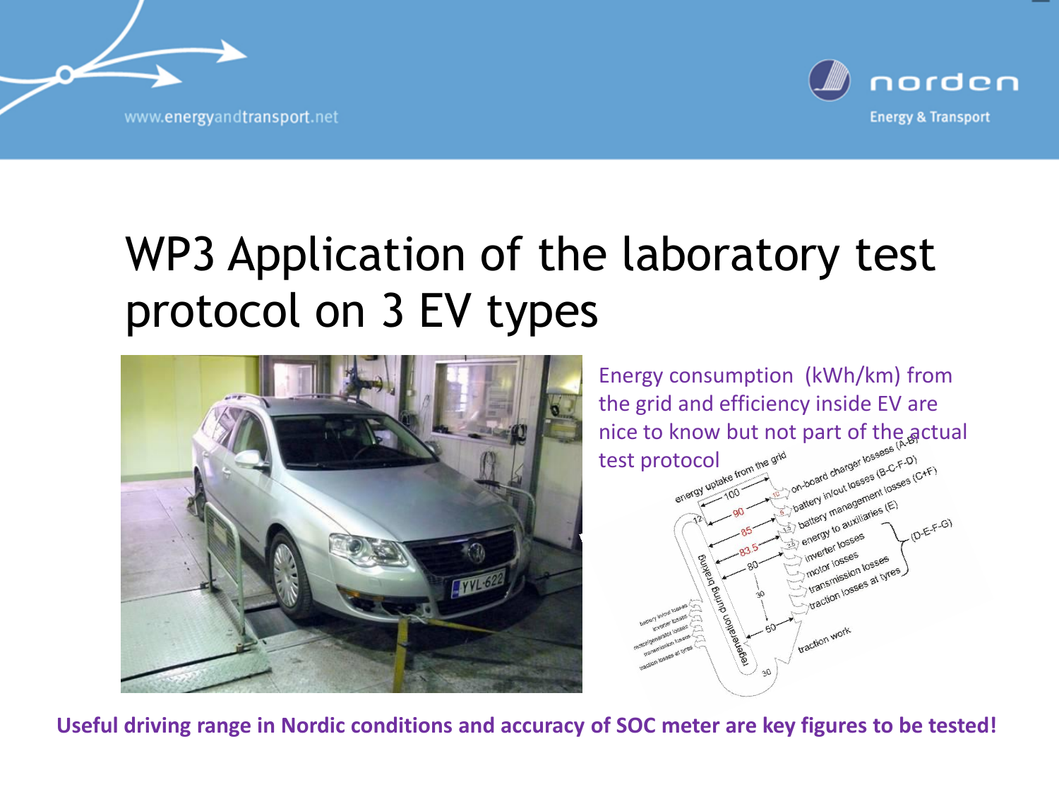# WP3 Application of the laboratory test protocol on 3 EV types

Energy consumption (kWh/km) from the grid and efficiency inside EV are nice to know but not part of the actual test protocol

**Useful driving range in Nordic conditions and accuracy of SOC meter are key figures to be tested!**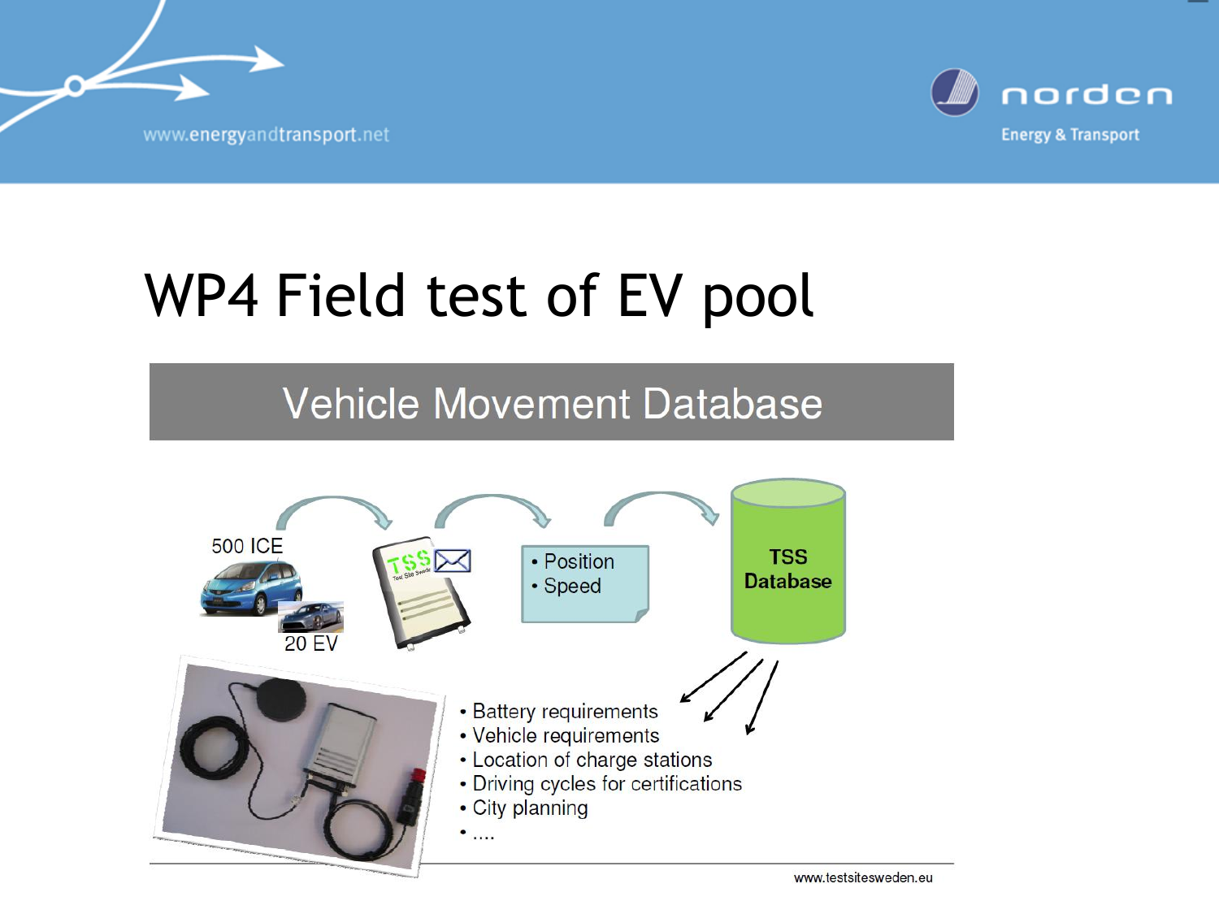# WP4 Field test of EV pool

## Vehicle Movement Database

500 ICE

20 EV

- Position
- Speed

TSS Database

- Battery requirements
- Vehicle requirements
- Location of charge stations
- Driving cycles for certifications
- City planning
- ....

www.testsitesweden.eu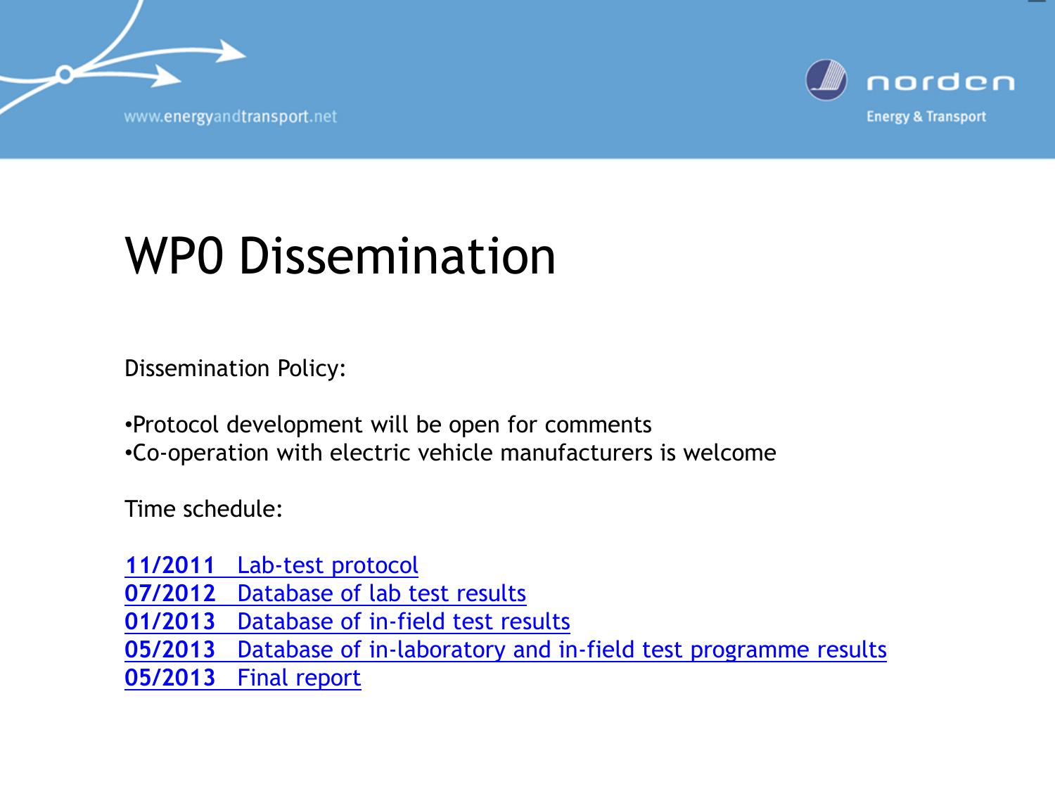# WP0 Dissemination

Dissemination Policy:

•Protocol development will be open for comments
•Co-operation with electric vehicle manufacturers is welcome

Time schedule:

**11/2011** Lab-test protocol
**07/2012** Database of lab test results
**01/2013** Database of in-field test results
**05/2013** Database of in-laboratory and in-field test programme results
**05/2013** Final report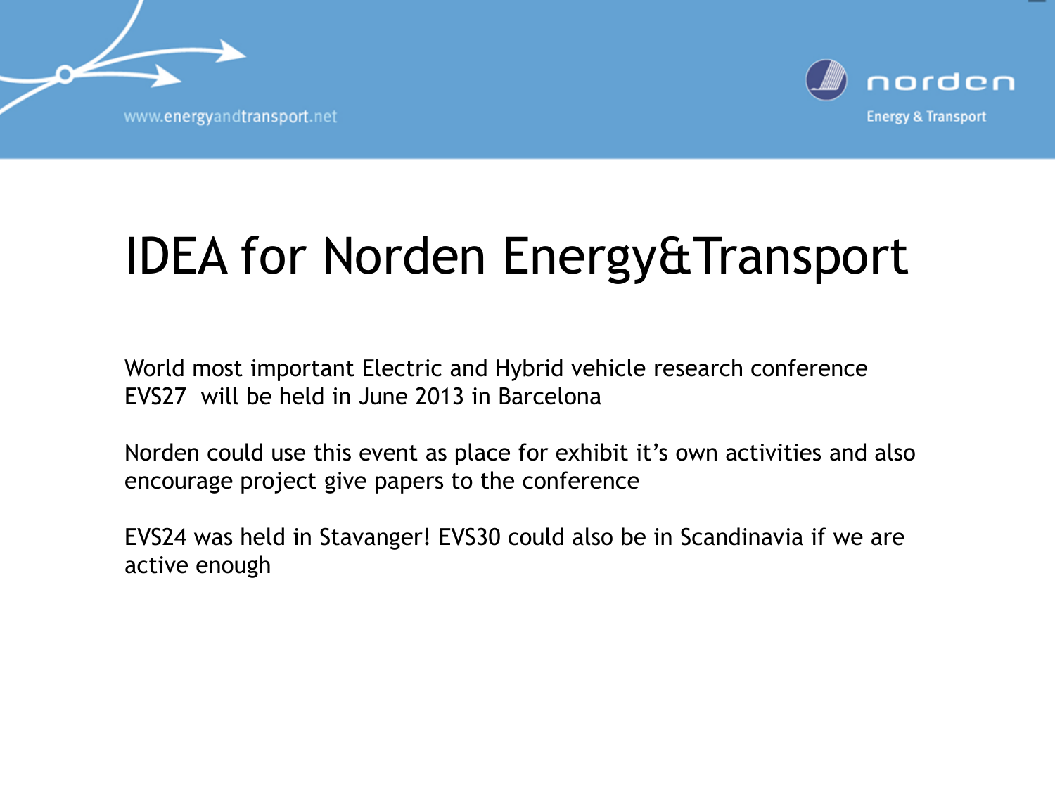# IDEA for Norden Energy&Transport

World most important Electric and Hybrid vehicle research conference EVS27 will be held in June 2013 in Barcelona

Norden could use this event as place for exhibit it's own activities and also encourage project give papers to the conference

EVS24 was held in Stavanger! EVS30 could also be in Scandinavia if we are active enough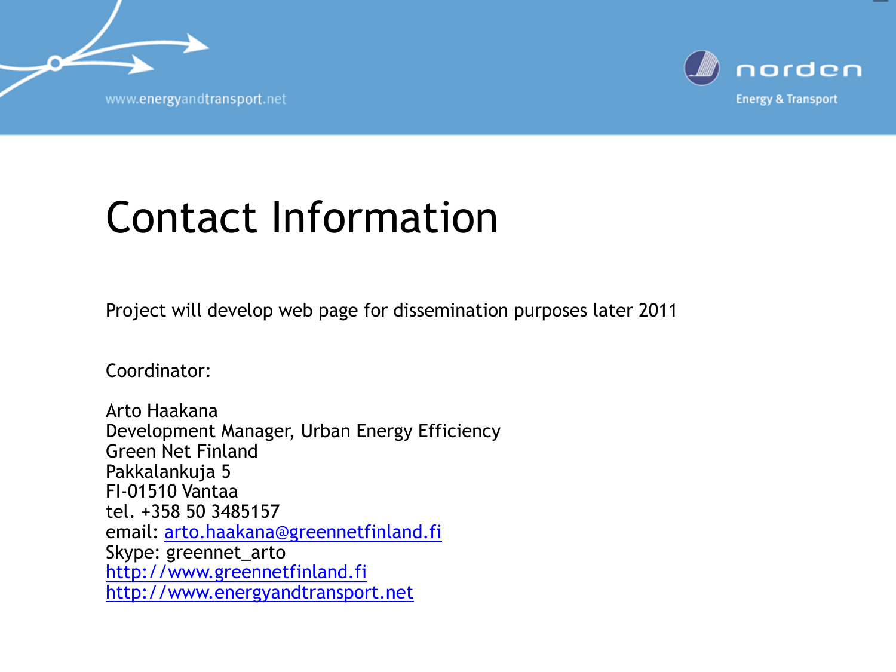# Contact Information

Project will develop web page for dissemination purposes later 2011

Coordinator:

Arto Haakana  
Development Manager, Urban Energy Efficiency  
Green Net Finland  
Pakkalankuja 5  
FI-01510 Vantaa  
tel. +358 50 3485157  
email: [arto.haakana@greennetfinland.fi](mailto:arto.haakana@greennetfinland.fi)  
Skype: greennet_arto  
[http://www.greennetfinland.fi](http://www.greennetfinland.fi)  
[http://www.energyandtransport.net](http://www.energyandtransport.net)